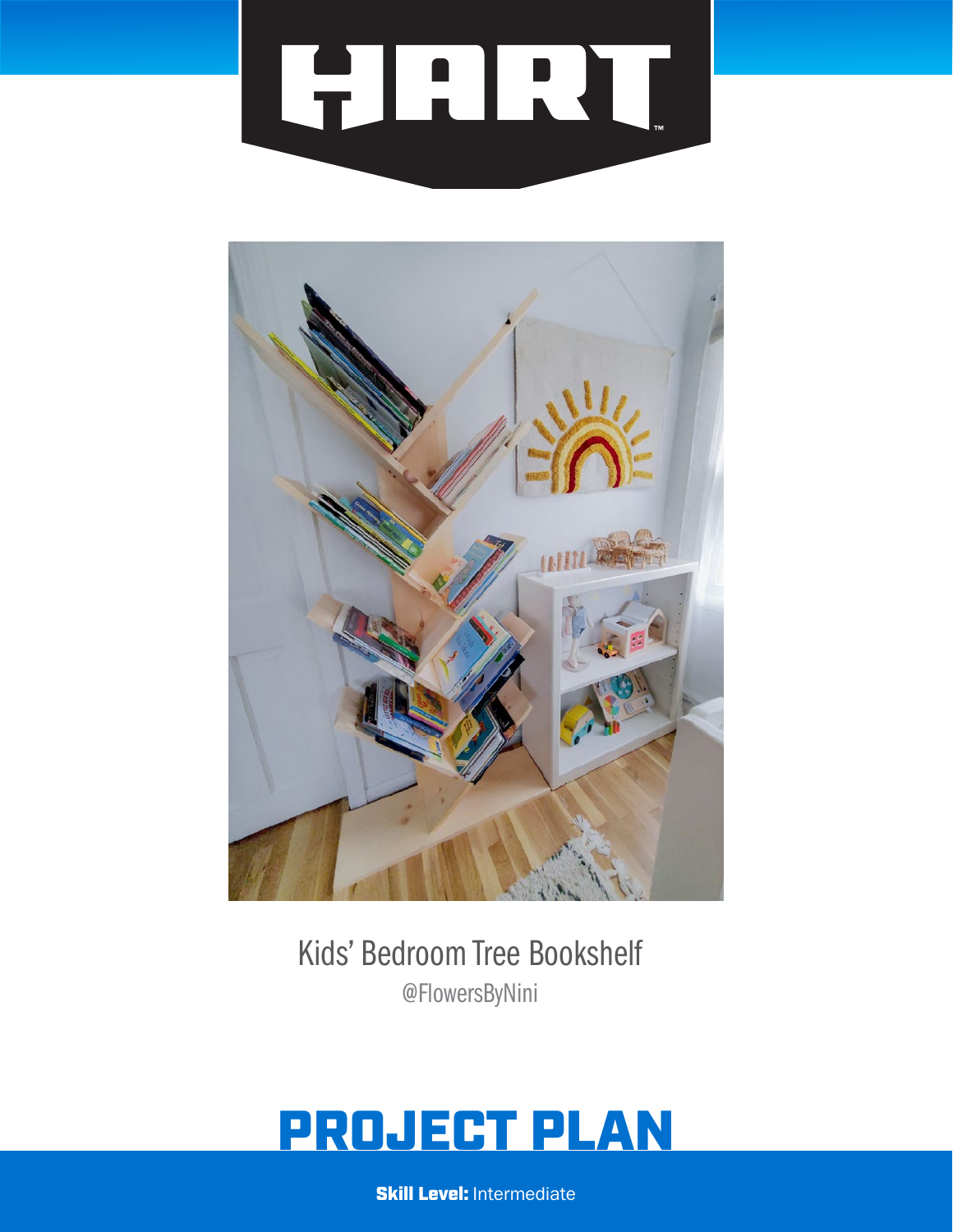HART

# Kids' Bedroom Tree Bookshelf

@FlowersByNini

## PROJECT PLAN

**Skill Level:** Intermediate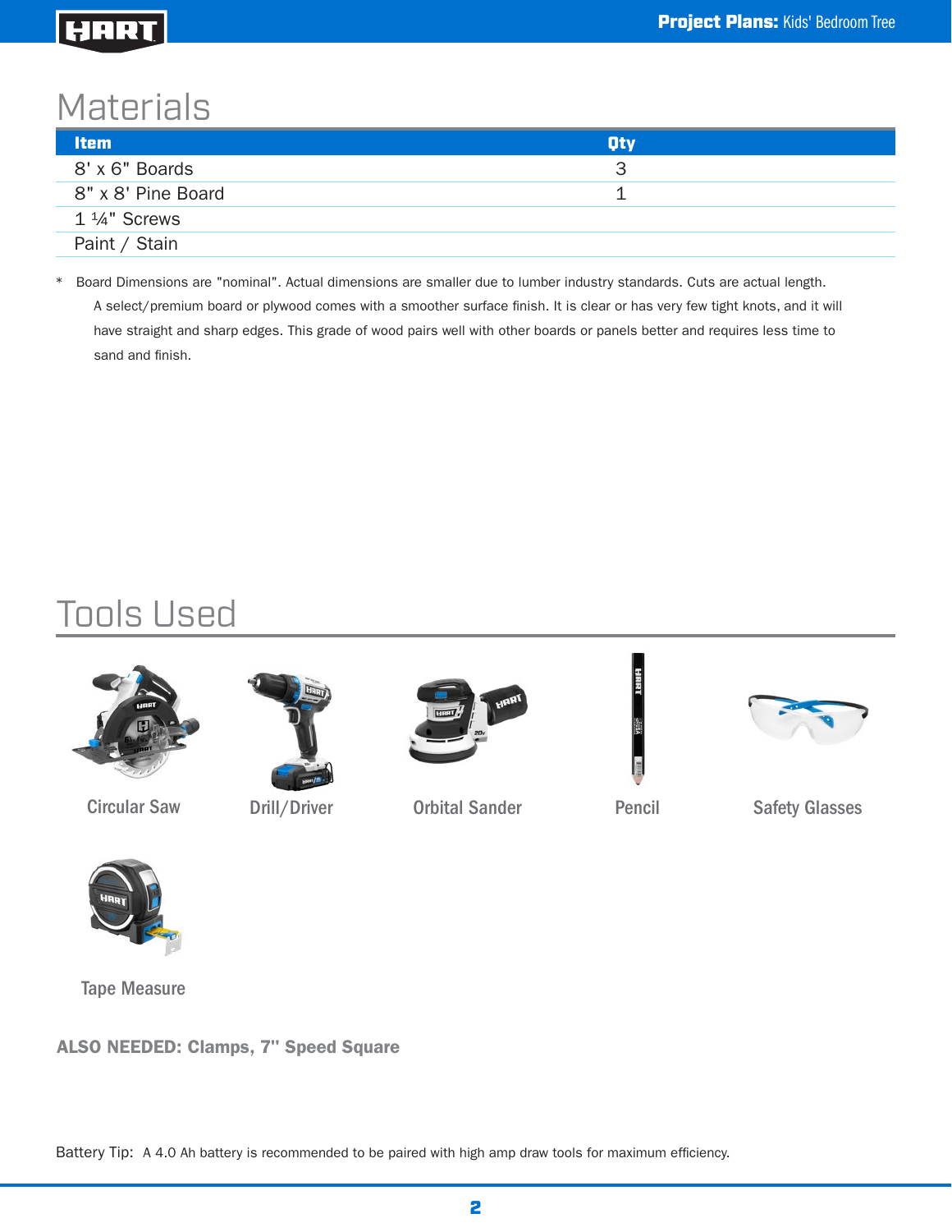# Materials

| Item | Qty |
|---|---|
| 8' x 6" Boards | 3 |
| 8" x 8' Pine Board | 1 |
| 1 ¼" Screws | |
| Paint / Stain | |

* Board Dimensions are "nominal". Actual dimensions are smaller due to lumber industry standards. Cuts are actual length.
A select/premium board or plywood comes with a smoother surface finish. It is clear or has very few tight knots, and it will have straight and sharp edges. This grade of wood pairs well with other boards or panels better and requires less time to sand and finish.

# Tools Used

- Circular Saw
- Drill/Driver
- Orbital Sander
- Pencil
- Safety Glasses
- Tape Measure

**ALSO NEEDED: Clamps, 7" Speed Square**

Battery Tip: A 4.0 Ah battery is recommended to be paired with high amp draw tools for maximum efficiency.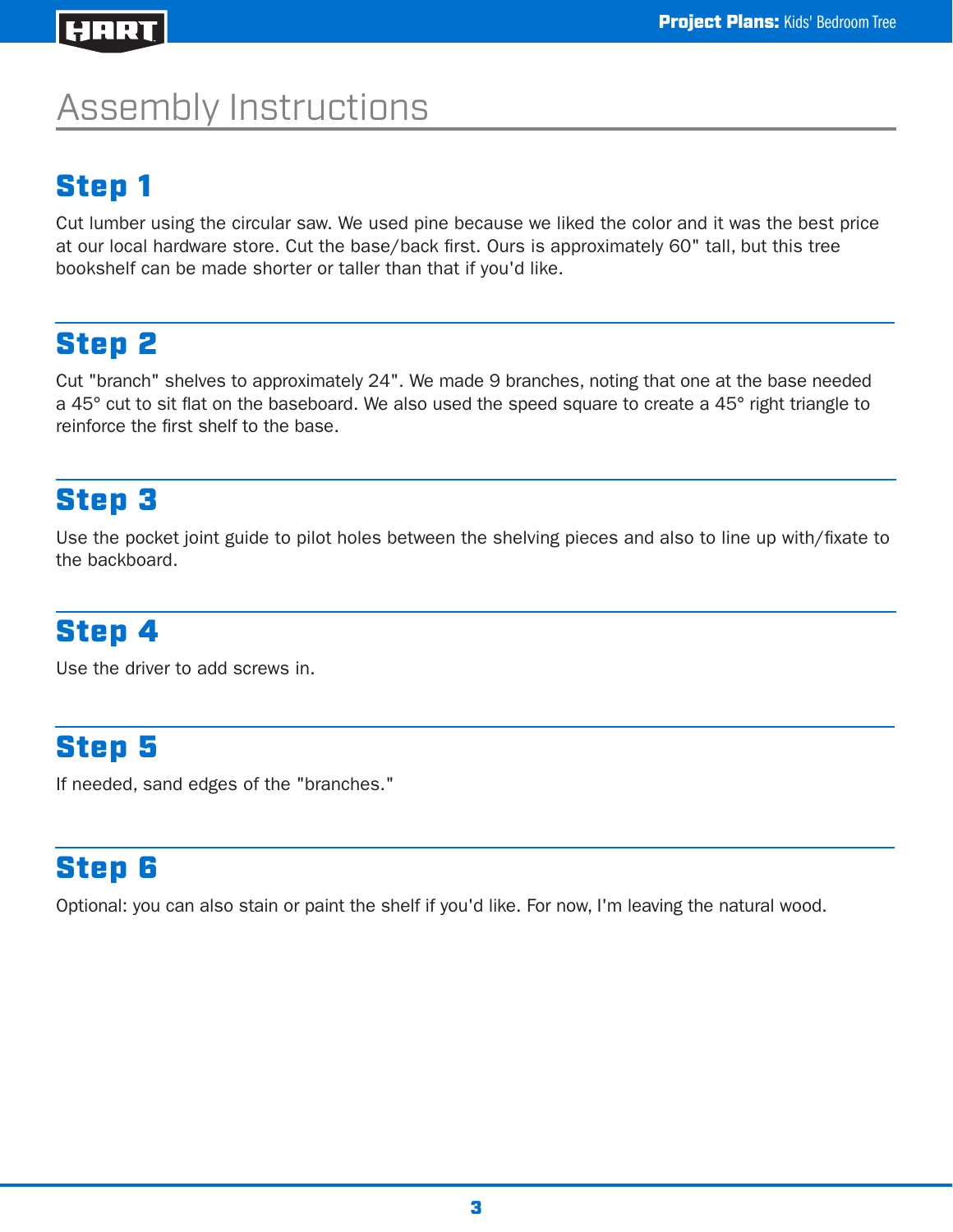# Assembly Instructions

## Step 1

Cut lumber using the circular saw. We used pine because we liked the color and it was the best price at our local hardware store. Cut the base/back first. Ours is approximately 60" tall, but this tree bookshelf can be made shorter or taller than that if you'd like.

## Step 2

Cut "branch" shelves to approximately 24". We made 9 branches, noting that one at the base needed a 45° cut to sit flat on the baseboard. We also used the speed square to create a 45° right triangle to reinforce the first shelf to the base.

## Step 3

Use the pocket joint guide to pilot holes between the shelving pieces and also to line up with/fixate to the backboard.

## Step 4

Use the driver to add screws in.

## Step 5

If needed, sand edges of the "branches."

## Step 6

Optional: you can also stain or paint the shelf if you'd like. For now, I'm leaving the natural wood.